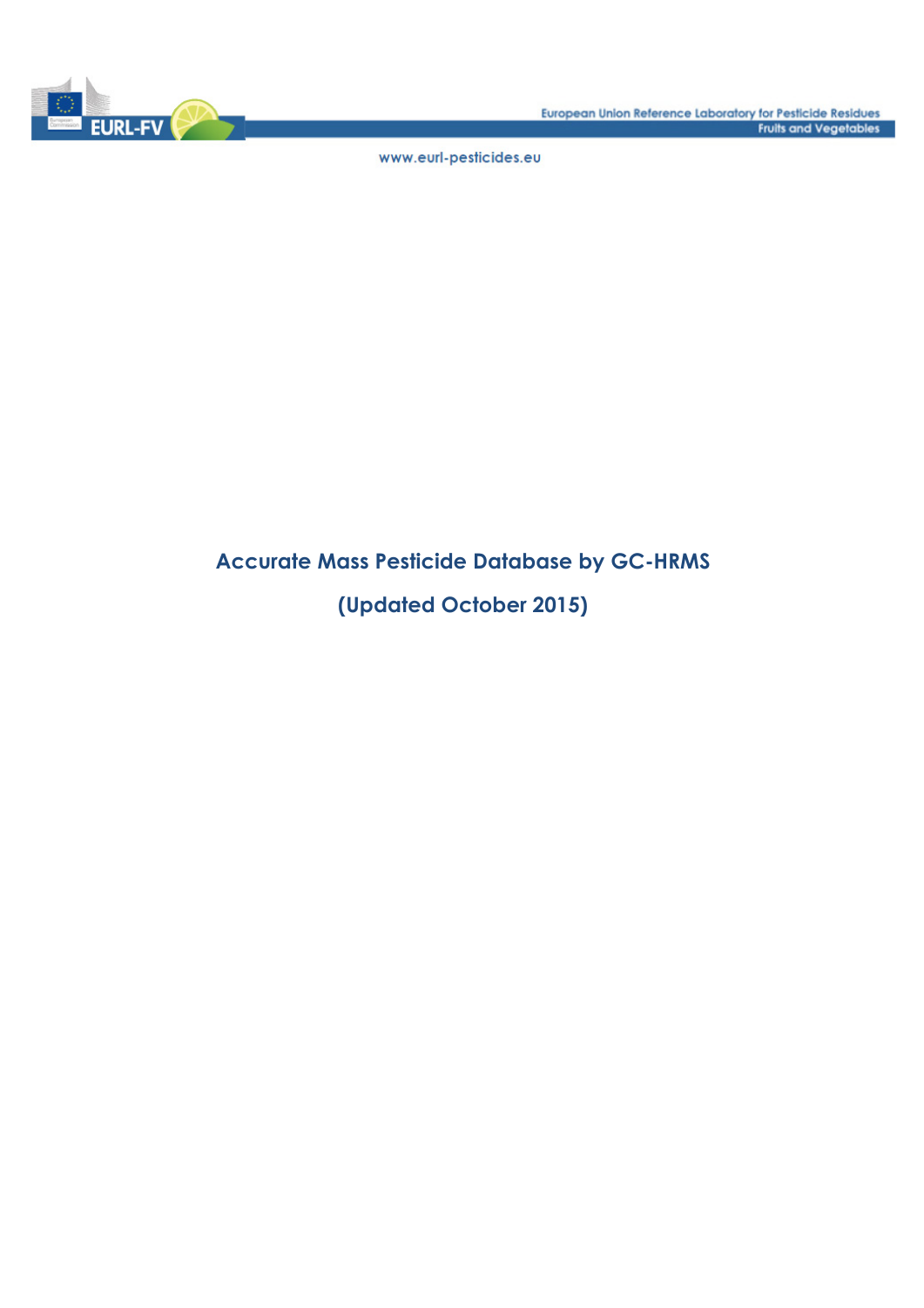European Union Reference Laboratory for Pesticide Residues
Fruits and Vegetables

www.eurl-pesticides.eu

# Accurate Mass Pesticide Database by GC-HRMS

## (Updated October 2015)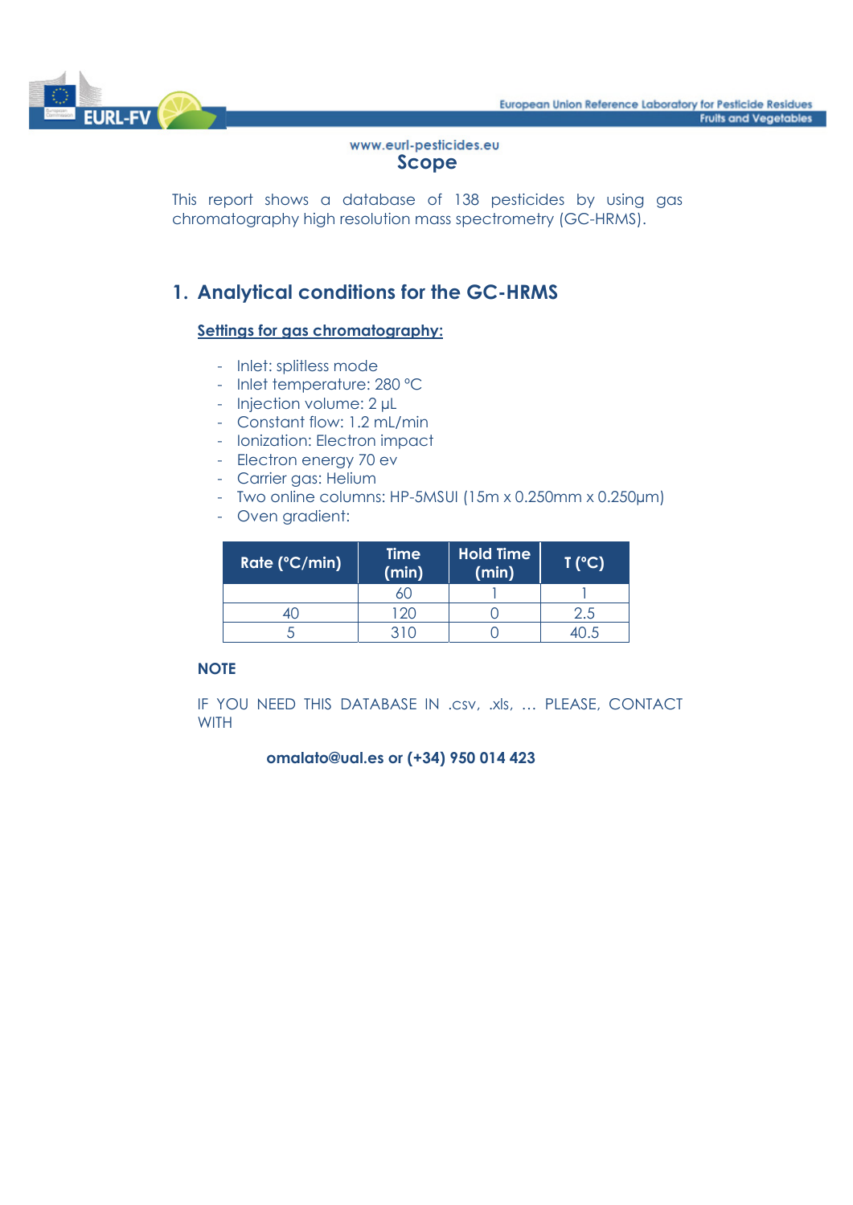www.eurl-pesticides.eu

## Scope

This report shows a database of 138 pesticides by using gas chromatography high resolution mass spectrometry (GC-HRMS).

## 1. Analytical conditions for the GC-HRMS

### Settings for gas chromatography:

- Inlet: splitless mode
- Inlet temperature: 280 °C
- Injection volume: 2 µL
- Constant flow: 1.2 mL/min
- Ionization: Electron impact
- Electron energy 70 ev
- Carrier gas: Helium
- Two online columns: HP-5MSUI (15m x 0.250mm x 0.250µm)
- Oven gradient:

| Rate (°C/min) | Time (min) | Hold Time (min) | T (°C) |
|---|---|---|---|
| | 60 | 1 | 1 |
| 40 | 120 | 0 | 2.5 |
| 5 | 310 | 0 | 40.5 |

**NOTE**

IF YOU NEED THIS DATABASE IN .csv, .xls, … PLEASE, CONTACT WITH

**omalato@ual.es or (+34) 950 014 423**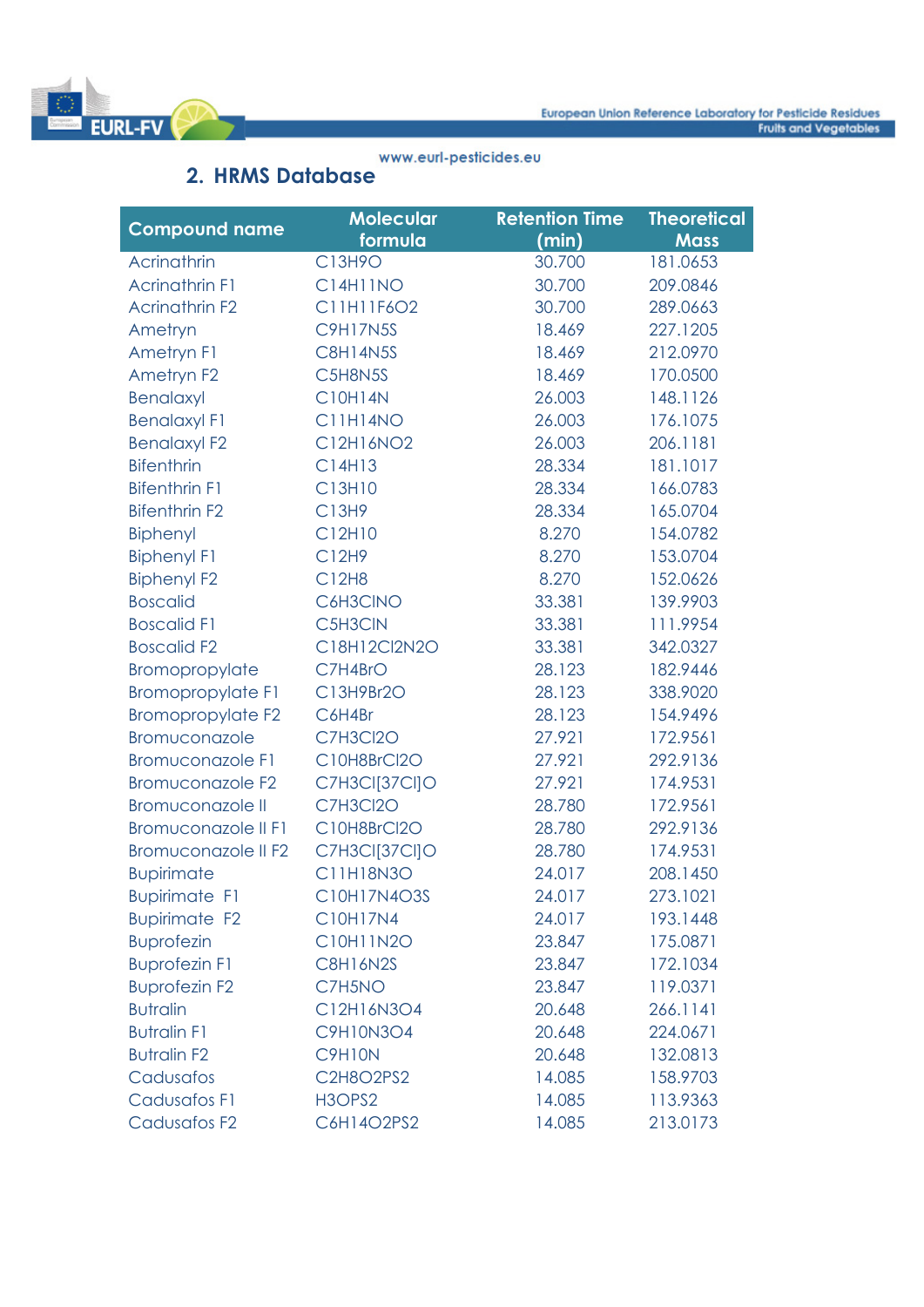## 2. HRMS Database

| Compound name | Molecular formula | Retention Time (min) | Theoretical Mass |
|---|---|---|---|
| Acrinathrin | $C_{13}H_9O$ | 30.700 | 181.0653 |
| Acrinathrin F1 | $C_{14}H_{11}NO$ | 30.700 | 209.0846 |
| Acrinathrin F2 | $C_{11}H_{11}F_6O_2$ | 30.700 | 289.0663 |
| Ametryn | $C_9H_{17}N_5S$ | 18.469 | 227.1205 |
| Ametryn F1 | $C_8H_{14}N_5S$ | 18.469 | 212.0970 |
| Ametryn F2 | $C_5H_8N_5S$ | 18.469 | 170.0500 |
| Benalaxyl | $C_{10}H_{14}N$ | 26.003 | 148.1126 |
| Benalaxyl F1 | $C_{11}H_{14}NO$ | 26.003 | 176.1075 |
| Benalaxyl F2 | $C_{12}H_{16}NO_2$ | 26.003 | 206.1181 |
| Bifenthrin | $C_{14}H_{13}$ | 28.334 | 181.1017 |
| Bifenthrin F1 | $C_{13}H_{10}$ | 28.334 | 166.0783 |
| Bifenthrin F2 | $C_{13}H_9$ | 28.334 | 165.0704 |
| Biphenyl | $C_{12}H_{10}$ | 8.270 | 154.0782 |
| Biphenyl F1 | $C_{12}H_9$ | 8.270 | 153.0704 |
| Biphenyl F2 | $C_{12}H_8$ | 8.270 | 152.0626 |
| Boscalid | $C_6H_3ClNO$ | 33.381 | 139.9903 |
| Boscalid F1 | $C_5H_3ClN$ | 33.381 | 111.9954 |
| Boscalid F2 | $C_{18}H_{12}Cl_2N_2O$ | 33.381 | 342.0327 |
| Bromopropylate | $C_7H_4BrO$ | 28.123 | 182.9446 |
| Bromopropylate F1 | $C_{13}H_9Br_2O$ | 28.123 | 338.9020 |
| Bromopropylate F2 | $C_6H_4Br$ | 28.123 | 154.9496 |
| Bromuconazole | $C_7H_3Cl_2O$ | 27.921 | 172.9561 |
| Bromuconazole F1 | $C_{10}H_8BrCl_2O$ | 27.921 | 292.9136 |
| Bromuconazole F2 | $C_7H_3Cl[^{37}Cl]O$ | 27.921 | 174.9531 |
| Bromuconazole II | $C_7H_3Cl_2O$ | 28.780 | 172.9561 |
| Bromuconazole II F1 | $C_{10}H_8BrCl_2O$ | 28.780 | 292.9136 |
| Bromuconazole II F2 | $C_7H_3Cl[^{37}Cl]O$ | 28.780 | 174.9531 |
| Bupirimate | $C_{11}H_{18}N_3O$ | 24.017 | 208.1450 |
| Bupirimate F1 | $C_{10}H_{17}N_4O_3S$ | 24.017 | 273.1021 |
| Bupirimate F2 | $C_{10}H_{17}N_4$ | 24.017 | 193.1448 |
| Buprofezin | $C_{10}H_{11}N_2O$ | 23.847 | 175.0871 |
| Buprofezin F1 | $C_8H_{16}N_2S$ | 23.847 | 172.1034 |
| Buprofezin F2 | $C_7H_5NO$ | 23.847 | 119.0371 |
| Butralin | $C_{12}H_{16}N_3O_4$ | 20.648 | 266.1141 |
| Butralin F1 | $C_9H_{10}N_3O_4$ | 20.648 | 224.0671 |
| Butralin F2 | $C_9H_{10}N$ | 20.648 | 132.0813 |
| Cadusafos | $C_2H_8O_2PS_2$ | 14.085 | 158.9703 |
| Cadusafos F1 | $H_3OPS_2$ | 14.085 | 113.9363 |
| Cadusafos F2 | $C_6H_{14}O_2PS_2$ | 14.085 | 213.0173 |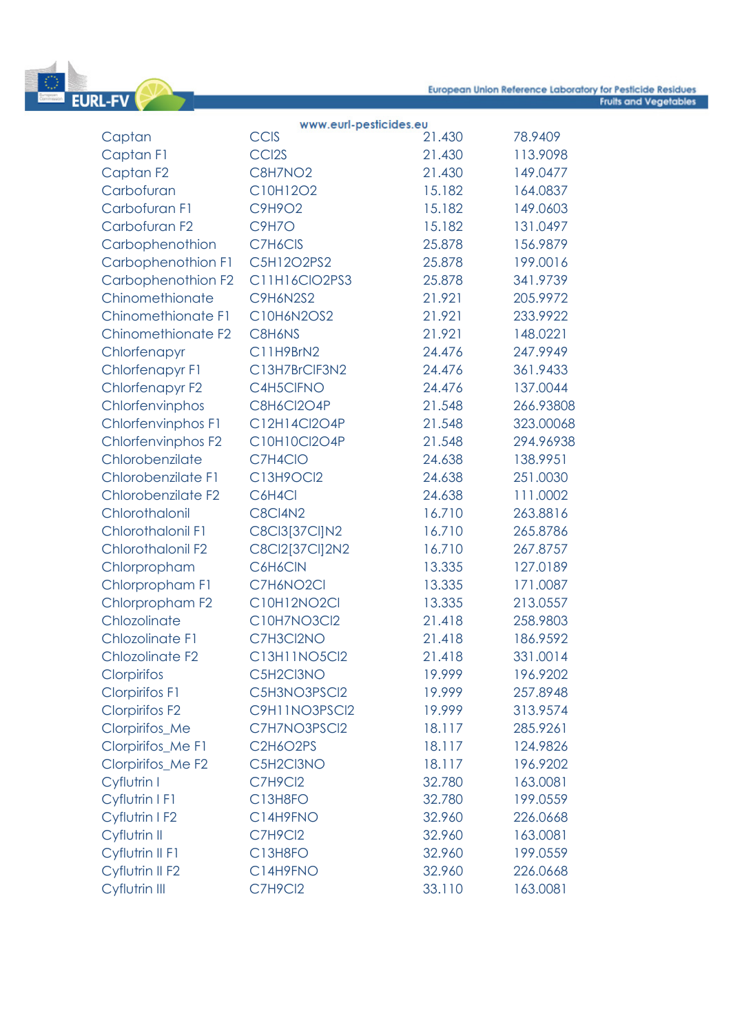| Captan | CClS | 21.430 | 78.9409 |
|---|---|---|---|
| Captan F1 | CCl2S | 21.430 | 113.9098 |
| Captan F2 | C8H7NO2 | 21.430 | 149.0477 |
| Carbofuran | C10H12O2 | 15.182 | 164.0837 |
| Carbofuran F1 | C9H9O2 | 15.182 | 149.0603 |
| Carbofuran F2 | C9H7O | 15.182 | 131.0497 |
| Carbophenothion | C7H6ClS | 25.878 | 156.9879 |
| Carbophenothion F1 | C5H12O2PS2 | 25.878 | 199.0016 |
| Carbophenothion F2 | C11H16ClO2PS3 | 25.878 | 341.9739 |
| Chinomethionate | C9H6N2S2 | 21.921 | 205.9972 |
| Chinomethionate F1 | C10H6N2OS2 | 21.921 | 233.9922 |
| Chinomethionate F2 | C8H6NS | 21.921 | 148.0221 |
| Chlorfenapyr | C11H9BrN2 | 24.476 | 247.9949 |
| Chlorfenapyr F1 | C13H7BrClF3N2 | 24.476 | 361.9433 |
| Chlorfenapyr F2 | C4H5ClFNO | 24.476 | 137.0044 |
| Chlorfenvinphos | C8H6Cl2O4P | 21.548 | 266.93808 |
| Chlorfenvinphos F1 | C12H14Cl2O4P | 21.548 | 323.00068 |
| Chlorfenvinphos F2 | C10H10Cl2O4P | 21.548 | 294.96938 |
| Chlorobenzilate | C7H4ClO | 24.638 | 138.9951 |
| Chlorobenzilate F1 | C13H9OCl2 | 24.638 | 251.0030 |
| Chlorobenzilate F2 | C6H4Cl | 24.638 | 111.0002 |
| Chlorothalonil | C8Cl4N2 | 16.710 | 263.8816 |
| Chlorothalonil F1 | C8Cl3[37Cl]N2 | 16.710 | 265.8786 |
| Chlorothalonil F2 | C8Cl2[37Cl]2N2 | 16.710 | 267.8757 |
| Chlorpropham | C6H6ClN | 13.335 | 127.0189 |
| Chlorpropham F1 | C7H6NO2Cl | 13.335 | 171.0087 |
| Chlorpropham F2 | C10H12NO2Cl | 13.335 | 213.0557 |
| Chlozolinate | C10H7NO3Cl2 | 21.418 | 258.9803 |
| Chlozolinate F1 | C7H3Cl2NO | 21.418 | 186.9592 |
| Chlozolinate F2 | C13H11NO5Cl2 | 21.418 | 331.0014 |
| Clorpirifos | C5H2Cl3NO | 19.999 | 196.9202 |
| Clorpirifos F1 | C5H3NO3PSCl2 | 19.999 | 257.8948 |
| Clorpirifos F2 | C9H11NO3PSCl2 | 19.999 | 313.9574 |
| Clorpirifos_Me | C7H7NO3PSCl2 | 18.117 | 285.9261 |
| Clorpirifos_Me F1 | C2H6O2PS | 18.117 | 124.9826 |
| Clorpirifos_Me F2 | C5H2Cl3NO | 18.117 | 196.9202 |
| Cyflutrin I | C7H9Cl2 | 32.780 | 163.0081 |
| Cyflutrin I F1 | C13H8FO | 32.780 | 199.0559 |
| Cyflutrin I F2 | C14H9FNO | 32.960 | 226.0668 |
| Cyflutrin II | C7H9Cl2 | 32.960 | 163.0081 |
| Cyflutrin II F1 | C13H8FO | 32.960 | 199.0559 |
| Cyflutrin II F2 | C14H9FNO | 32.960 | 226.0668 |
| Cyflutrin III | C7H9Cl2 | 33.110 | 163.0081 |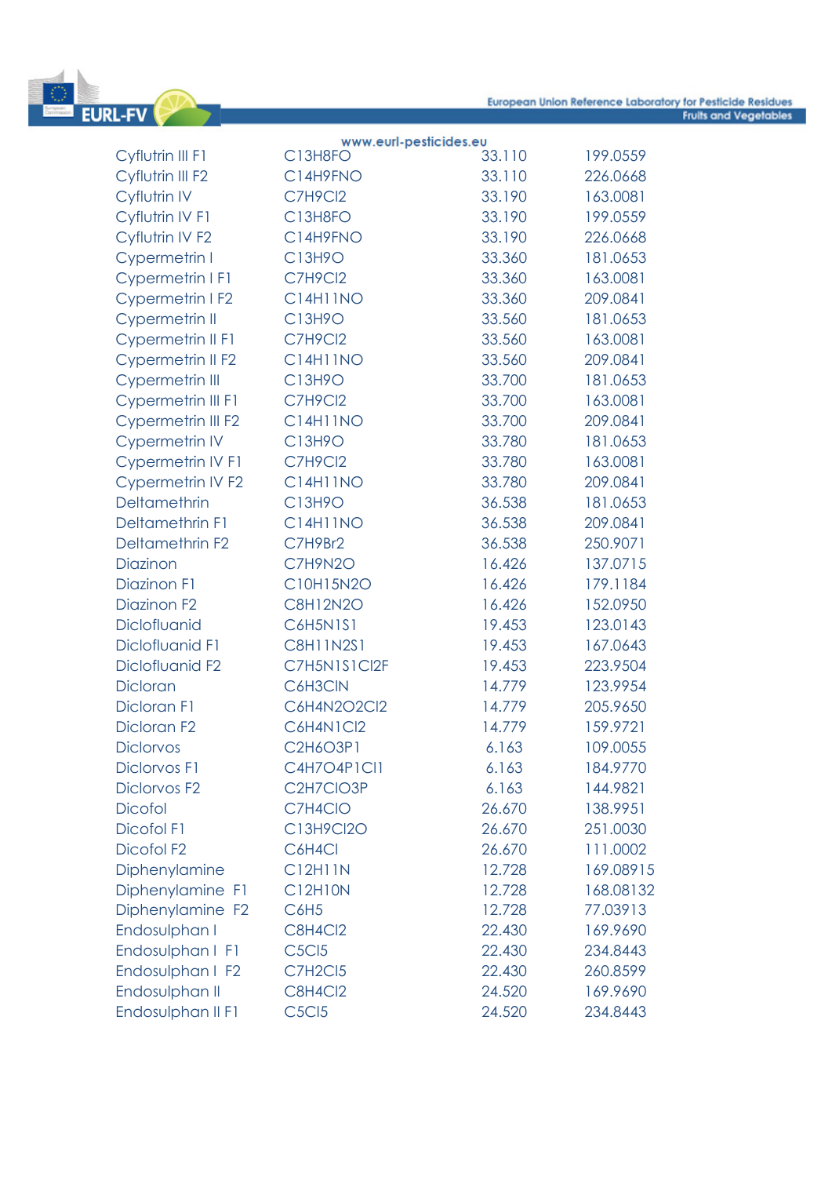| | | | |
|---|---|---|---|
| Cyflutrin III F1 | C13H8FO | 33.110 | 199.0559 |
| Cyflutrin III F2 | C14H9FNO | 33.110 | 226.0668 |
| Cyflutrin IV | C7H9Cl2 | 33.190 | 163.0081 |
| Cyflutrin IV F1 | C13H8FO | 33.190 | 199.0559 |
| Cyflutrin IV F2 | C14H9FNO | 33.190 | 226.0668 |
| Cypermetrin I | C13H9O | 33.360 | 181.0653 |
| Cypermetrin I F1 | C7H9Cl2 | 33.360 | 163.0081 |
| Cypermetrin I F2 | C14H11NO | 33.360 | 209.0841 |
| Cypermetrin II | C13H9O | 33.560 | 181.0653 |
| Cypermetrin II F1 | C7H9Cl2 | 33.560 | 163.0081 |
| Cypermetrin II F2 | C14H11NO | 33.560 | 209.0841 |
| Cypermetrin III | C13H9O | 33.700 | 181.0653 |
| Cypermetrin III F1 | C7H9Cl2 | 33.700 | 163.0081 |
| Cypermetrin III F2 | C14H11NO | 33.700 | 209.0841 |
| Cypermetrin IV | C13H9O | 33.780 | 181.0653 |
| Cypermetrin IV F1 | C7H9Cl2 | 33.780 | 163.0081 |
| Cypermetrin IV F2 | C14H11NO | 33.780 | 209.0841 |
| Deltamethrin | C13H9O | 36.538 | 181.0653 |
| Deltamethrin F1 | C14H11NO | 36.538 | 209.0841 |
| Deltamethrin F2 | C7H9Br2 | 36.538 | 250.9071 |
| Diazinon | C7H9N2O | 16.426 | 137.0715 |
| Diazinon F1 | C10H15N2O | 16.426 | 179.1184 |
| Diazinon F2 | C8H12N2O | 16.426 | 152.0950 |
| Diclofluanid | C6H5N1S1 | 19.453 | 123.0143 |
| Diclofluanid F1 | C8H11N2S1 | 19.453 | 167.0643 |
| Diclofluanid F2 | C7H5N1S1Cl2F | 19.453 | 223.9504 |
| Dicloran | C6H3ClN | 14.779 | 123.9954 |
| Dicloran F1 | C6H4N2O2Cl2 | 14.779 | 205.9650 |
| Dicloran F2 | C6H4N1Cl2 | 14.779 | 159.9721 |
| Diclorvos | C2H6O3P1 | 6.163 | 109.0055 |
| Diclorvos F1 | C4H7O4P1Cl1 | 6.163 | 184.9770 |
| Diclorvos F2 | C2H7ClO3P | 6.163 | 144.9821 |
| Dicofol | C7H4ClO | 26.670 | 138.9951 |
| Dicofol F1 | C13H9Cl2O | 26.670 | 251.0030 |
| Dicofol F2 | C6H4Cl | 26.670 | 111.0002 |
| Diphenylamine | C12H11N | 12.728 | 169.08915 |
| Diphenylamine F1 | C12H10N | 12.728 | 168.08132 |
| Diphenylamine F2 | C6H5 | 12.728 | 77.03913 |
| Endosulphan I | C8H4Cl2 | 22.430 | 169.9690 |
| Endosulphan I F1 | C5Cl5 | 22.430 | 234.8443 |
| Endosulphan I F2 | C7H2Cl5 | 22.430 | 260.8599 |
| Endosulphan II | C8H4Cl2 | 24.520 | 169.9690 |
| Endosulphan II F1 | C5Cl5 | 24.520 | 234.8443 |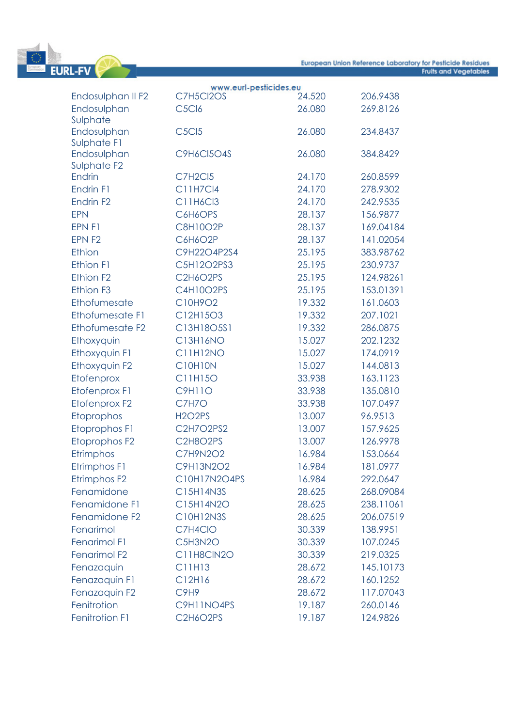| | | | |
|---|---|---|---|
| Endosulphan II F2 | $C_7H_5Cl_2OS$ | 24.520 | 206.9438 |
| Endosulphan Sulphate | $C_5Cl_6$ | 26.080 | 269.8126 |
| Endosulphan Sulphate F1 | $C_5Cl_5$ | 26.080 | 234.8437 |
| Endosulphan Sulphate F2 | $C_9H_6Cl_5O_4S$ | 26.080 | 384.8429 |
| Endrin | $C_7H_2Cl_5$ | 24.170 | 260.8599 |
| Endrin F1 | $C_{11}H_7Cl_4$ | 24.170 | 278.9302 |
| Endrin F2 | $C_{11}H_6Cl_3$ | 24.170 | 242.9535 |
| EPN | $C_6H_6OPS$ | 28.137 | 156.9877 |
| EPN F1 | $C_8H_{10}O_2P$ | 28.137 | 169.04184 |
| EPN F2 | $C_6H_6O_2P$ | 28.137 | 141.02054 |
| Ethion | $C_9H_{22}O_4P_2S_4$ | 25.195 | 383.98762 |
| Ethion F1 | $C_5H_{12}O_2PS_3$ | 25.195 | 230.9737 |
| Ethion F2 | $C_2H_6O_2PS$ | 25.195 | 124.98261 |
| Ethion F3 | $C_4H_{10}O_2PS$ | 25.195 | 153.01391 |
| Ethofumesate | $C_{10}H_9O_2$ | 19.332 | 161.0603 |
| Ethofumesate F1 | $C_{12}H_{15}O_3$ | 19.332 | 207.1021 |
| Ethofumesate F2 | $C_{13}H_{18}O_5S_1$ | 19.332 | 286.0875 |
| Ethoxyquin | $C_{13}H_{16}NO$ | 15.027 | 202.1232 |
| Ethoxyquin F1 | $C_{11}H_{12}NO$ | 15.027 | 174.0919 |
| Ethoxyquin F2 | $C_{10}H_{10}N$ | 15.027 | 144.0813 |
| Etofenprox | $C_{11}H_{15}O$ | 33.938 | 163.1123 |
| Etofenprox F1 | $C_9H_{11}O$ | 33.938 | 135.0810 |
| Etofenprox F2 | $C_7H_7O$ | 33.938 | 107.0497 |
| Etoprophos | $H_2O_2PS$ | 13.007 | 96.9513 |
| Etoprophos F1 | $C_2H_7O_2PS_2$ | 13.007 | 157.9625 |
| Etoprophos F2 | $C_2H_8O_2PS$ | 13.007 | 126.9978 |
| Etrimphos | $C_7H_9N_2O_2$ | 16.984 | 153.0664 |
| Etrimphos F1 | $C_9H_{13}N_2O_2$ | 16.984 | 181.0977 |
| Etrimphos F2 | $C_{10}H_{17}N_2O_4PS$ | 16.984 | 292.0647 |
| Fenamidone | $C_{15}H_{14}N_3S$ | 28.625 | 268.09084 |
| Fenamidone F1 | $C_{15}H_{14}N_2O$ | 28.625 | 238.11061 |
| Fenamidone F2 | $C_{10}H_{12}N_3S$ | 28.625 | 206.07519 |
| Fenarimol | $C_7H_4ClO$ | 30.339 | 138.9951 |
| Fenarimol F1 | $C_5H_3N_2O$ | 30.339 | 107.0245 |
| Fenarimol F2 | $C_{11}H_8ClN_2O$ | 30.339 | 219.0325 |
| Fenazaquin | $C_{11}H_{13}$ | 28.672 | 145.10173 |
| Fenazaquin F1 | $C_{12}H_{16}$ | 28.672 | 160.1252 |
| Fenazaquin F2 | $C_9H_9$ | 28.672 | 117.07043 |
| Fenitrotion | $C_9H_{11}NO_4PS$ | 19.187 | 260.0146 |
| Fenitrotion F1 | $C_2H_6O_2PS$ | 19.187 | 124.9826 |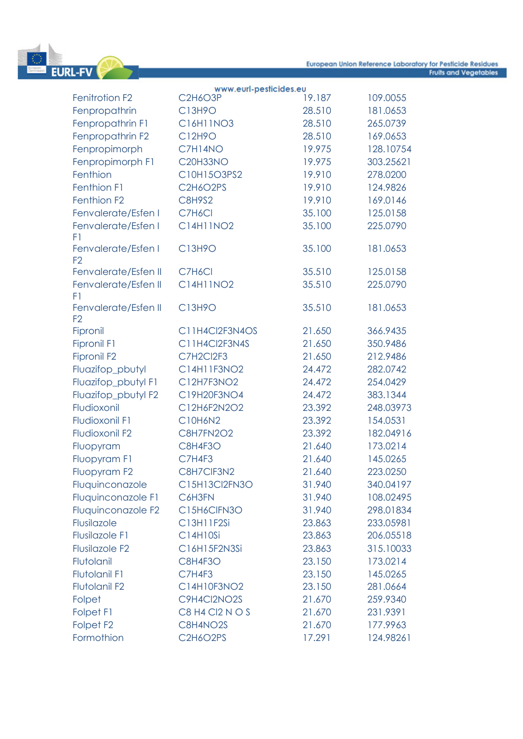| Fenitrotion F2 | C2H6O3P | 19.187 | 109.0055 |
|---|---|---|---|
| Fenpropathrin | C13H9O | 28.510 | 181.0653 |
| Fenpropathrin F1 | C16H11NO3 | 28.510 | 265.0739 |
| Fenpropathrin F2 | C12H9O | 28.510 | 169.0653 |
| Fenpropimorph | C7H14NO | 19.975 | 128.10754 |
| Fenpropimorph F1 | C20H33NO | 19.975 | 303.25621 |
| Fenthion | C10H15O3PS2 | 19.910 | 278.0200 |
| Fenthion F1 | C2H6O2PS | 19.910 | 124.9826 |
| Fenthion F2 | C8H9S2 | 19.910 | 169.0146 |
| Fenvalerate/Esfen I | C7H6Cl | 35.100 | 125.0158 |
| Fenvalerate/Esfen I F1 | C14H11NO2 | 35.100 | 225.0790 |
| Fenvalerate/Esfen I F2 | C13H9O | 35.100 | 181.0653 |
| Fenvalerate/Esfen II | C7H6Cl | 35.510 | 125.0158 |
| Fenvalerate/Esfen II F1 | C14H11NO2 | 35.510 | 225.0790 |
| Fenvalerate/Esfen II F2 | C13H9O | 35.510 | 181.0653 |
| Fipronil | C11H4Cl2F3N4OS | 21.650 | 366.9435 |
| Fipronil F1 | C11H4Cl2F3N4S | 21.650 | 350.9486 |
| Fipronil F2 | C7H2Cl2F3 | 21.650 | 212.9486 |
| Fluazifop_pbutyl | C14H11F3NO2 | 24.472 | 282.0742 |
| Fluazifop_pbutyl F1 | C12H7F3NO2 | 24.472 | 254.0429 |
| Fluazifop_pbutyl F2 | C19H20F3NO4 | 24.472 | 383.1344 |
| Fludioxonil | C12H6F2N2O2 | 23.392 | 248.03973 |
| Fludioxonil F1 | C10H6N2 | 23.392 | 154.0531 |
| Fludioxonil F2 | C8H7FN2O2 | 23.392 | 182.04916 |
| Fluopyram | C8H4F3O | 21.640 | 173.0214 |
| Fluopyram F1 | C7H4F3 | 21.640 | 145.0265 |
| Fluopyram F2 | C8H7ClF3N2 | 21.640 | 223.0250 |
| Fluquinconazole | C15H13Cl2FN3O | 31.940 | 340.04197 |
| Fluquinconazole F1 | C6H3FN | 31.940 | 108.02495 |
| Fluquinconazole F2 | C15H6ClFN3O | 31.940 | 298.01834 |
| Flusilazole | C13H11F2Si | 23.863 | 233.05981 |
| Flusilazole F1 | C14H10Si | 23.863 | 206.05518 |
| Flusilazole F2 | C16H15F2N3Si | 23.863 | 315.10033 |
| Flutolanil | C8H4F3O | 23.150 | 173.0214 |
| Flutolanil F1 | C7H4F3 | 23.150 | 145.0265 |
| Flutolanil F2 | C14H10F3NO2 | 23.150 | 281.0664 |
| Folpet | C9H4Cl2NO2S | 21.670 | 259.9340 |
| Folpet F1 | C8 H4 Cl2 N O S | 21.670 | 231.9391 |
| Folpet F2 | C8H4NO2S | 21.670 | 177.9963 |
| Formothion | C2H6O2PS | 17.291 | 124.98261 |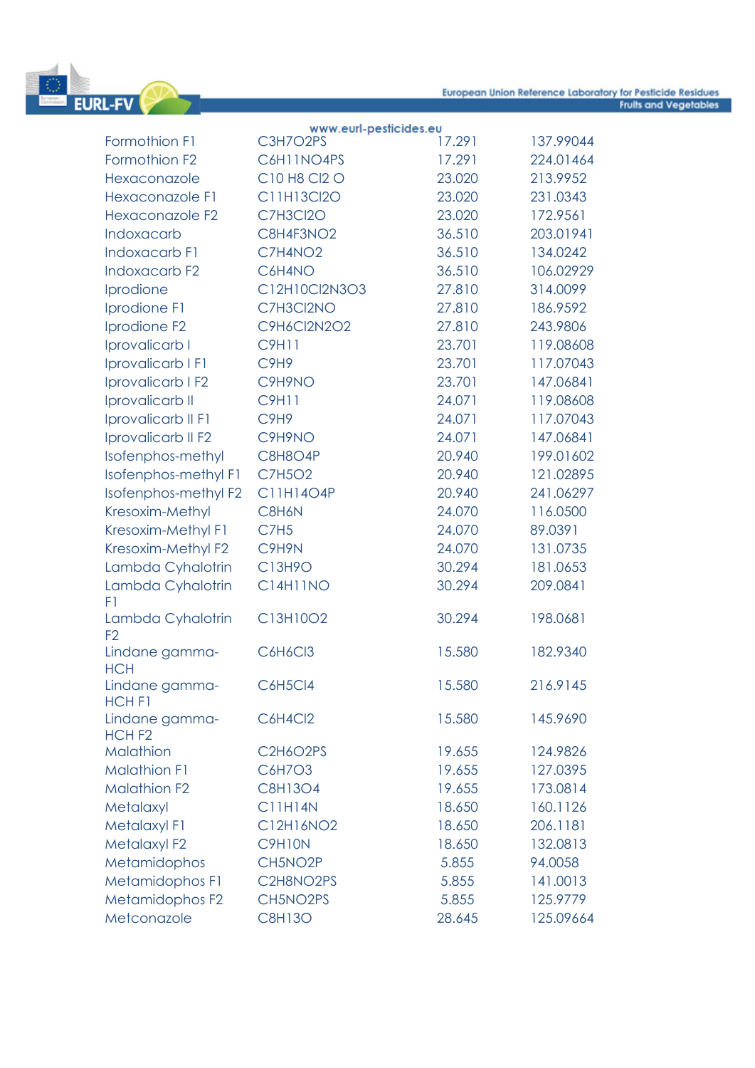| Formothion F1 | $C_3H_7O_2PS$ | 17.291 | 137.99044 |
|---|---|---|---|
| Formothion F2 | $C_6H_{11}NO_4PS$ | 17.291 | 224.01464 |
| Hexaconazole | $C_{10}H_8Cl_2O$ | 23.020 | 213.9952 |
| Hexaconazole F1 | $C_{11}H_{13}Cl_2O$ | 23.020 | 231.0343 |
| Hexaconazole F2 | $C_7H_3Cl_2O$ | 23.020 | 172.9561 |
| Indoxacarb | $C_8H_4F_3NO_2$ | 36.510 | 203.01941 |
| Indoxacarb F1 | $C_7H_4NO_2$ | 36.510 | 134.0242 |
| Indoxacarb F2 | $C_6H_4NO$ | 36.510 | 106.02929 |
| Iprodione | $C_{12}H_{10}Cl_2N_3O_3$ | 27.810 | 314.0099 |
| Iprodione F1 | $C_7H_3Cl_2NO$ | 27.810 | 186.9592 |
| Iprodione F2 | $C_9H_6Cl_2N_2O_2$ | 27.810 | 243.9806 |
| Iprovalicarb I | $C_9H_{11}$ | 23.701 | 119.08608 |
| Iprovalicarb I F1 | $C_9H_9$ | 23.701 | 117.07043 |
| Iprovalicarb I F2 | $C_9H_9NO$ | 23.701 | 147.06841 |
| Iprovalicarb II | $C_9H_{11}$ | 24.071 | 119.08608 |
| Iprovalicarb II F1 | $C_9H_9$ | 24.071 | 117.07043 |
| Iprovalicarb II F2 | $C_9H_9NO$ | 24.071 | 147.06841 |
| Isofenphos-methyl | $C_8H_8O_4P$ | 20.940 | 199.01602 |
| Isofenphos-methyl F1 | $C_7H_5O_2$ | 20.940 | 121.02895 |
| Isofenphos-methyl F2 | $C_{11}H_{14}O_4P$ | 20.940 | 241.06297 |
| Kresoxim-Methyl | $C_8H_6N$ | 24.070 | 116.0500 |
| Kresoxim-Methyl F1 | $C_7H_5$ | 24.070 | 89.0391 |
| Kresoxim-Methyl F2 | $C_9H_9N$ | 24.070 | 131.0735 |
| Lambda Cyhalotrin | $C_{13}H_9O$ | 30.294 | 181.0653 |
| Lambda Cyhalotrin F1 | $C_{14}H_{11}NO$ | 30.294 | 209.0841 |
| Lambda Cyhalotrin F2 | $C_{13}H_{10}O_2$ | 30.294 | 198.0681 |
| Lindane gamma-HCH | $C_6H_6Cl_3$ | 15.580 | 182.9340 |
| Lindane gamma-HCH F1 | $C_6H_5Cl_4$ | 15.580 | 216.9145 |
| Lindane gamma-HCH F2 | $C_6H_4Cl_2$ | 15.580 | 145.9690 |
| Malathion | $C_2H_6O_2PS$ | 19.655 | 124.9826 |
| Malathion F1 | $C_6H_7O_3$ | 19.655 | 127.0395 |
| Malathion F2 | $C_8H_{13}O_4$ | 19.655 | 173.0814 |
| Metalaxyl | $C_{11}H_{14}N$ | 18.650 | 160.1126 |
| Metalaxyl F1 | $C_{12}H_{16}NO_2$ | 18.650 | 206.1181 |
| Metalaxyl F2 | $C_9H_{10}N$ | 18.650 | 132.0813 |
| Metamidophos | $CH_5NO_2P$ | 5.855 | 94.0058 |
| Metamidophos F1 | $C_2H_8NO_2PS$ | 5.855 | 141.0013 |
| Metamidophos F2 | $CH_5NO_2PS$ | 5.855 | 125.9779 |
| Metconazole | $C_8H_{13}O$ | 28.645 | 125.09664 |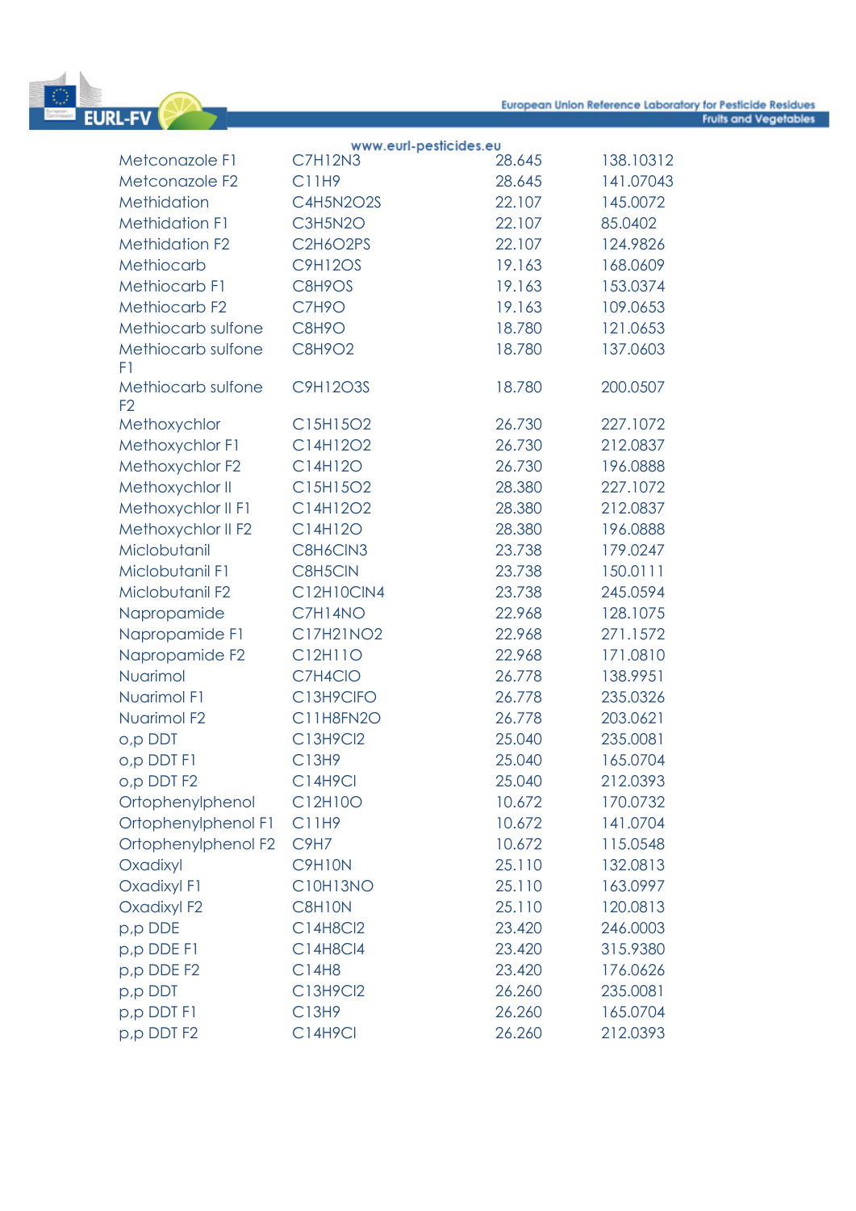| | | | |
|---|---|---|---|
| Metconazole F1 | $C_7H_{12}N_3$ | 28.645 | 138.10312 |
| Metconazole F2 | $C_{11}H_9$ | 28.645 | 141.07043 |
| Methidation | $C_4H_5N_2O_2S$ | 22.107 | 145.0072 |
| Methidation F1 | $C_3H_5N_2O$ | 22.107 | 85.0402 |
| Methidation F2 | $C_2H_6O_2PS$ | 22.107 | 124.9826 |
| Methiocarb | $C_9H_{12}OS$ | 19.163 | 168.0609 |
| Methiocarb F1 | $C_8H_9OS$ | 19.163 | 153.0374 |
| Methiocarb F2 | $C_7H_9O$ | 19.163 | 109.0653 |
| Methiocarb sulfone | $C_8H_9O$ | 18.780 | 121.0653 |
| Methiocarb sulfone F1 | $C_8H_9O_2$ | 18.780 | 137.0603 |
| Methiocarb sulfone F2 | $C_9H_{12}O_3S$ | 18.780 | 200.0507 |
| Methoxychlor | $C_{15}H_{15}O_2$ | 26.730 | 227.1072 |
| Methoxychlor F1 | $C_{14}H_{12}O_2$ | 26.730 | 212.0837 |
| Methoxychlor F2 | $C_{14}H_{12}O$ | 26.730 | 196.0888 |
| Methoxychlor II | $C_{15}H_{15}O_2$ | 28.380 | 227.1072 |
| Methoxychlor II F1 | $C_{14}H_{12}O_2$ | 28.380 | 212.0837 |
| Methoxychlor II F2 | $C_{14}H_{12}O$ | 28.380 | 196.0888 |
| Miclobutanil | $C_8H_6ClN_3$ | 23.738 | 179.0247 |
| Miclobutanil F1 | $C_8H_5ClN$ | 23.738 | 150.0111 |
| Miclobutanil F2 | $C_{12}H_{10}ClN_4$ | 23.738 | 245.0594 |
| Napropamide | $C_7H_{14}NO$ | 22.968 | 128.1075 |
| Napropamide F1 | $C_{17}H_{21}NO_2$ | 22.968 | 271.1572 |
| Napropamide F2 | $C_{12}H_{11}O$ | 22.968 | 171.0810 |
| Nuarimol | $C_7H_4ClO$ | 26.778 | 138.9951 |
| Nuarimol F1 | $C_{13}H_9ClFO$ | 26.778 | 235.0326 |
| Nuarimol F2 | $C_{11}H_8FN_2O$ | 26.778 | 203.0621 |
| o,p DDT | $C_{13}H_9Cl_2$ | 25.040 | 235.0081 |
| o,p DDT F1 | $C_{13}H_9$ | 25.040 | 165.0704 |
| o,p DDT F2 | $C_{14}H_9Cl$ | 25.040 | 212.0393 |
| Ortophenylphenol | $C_{12}H_{10}O$ | 10.672 | 170.0732 |
| Ortophenylphenol F1 | $C_{11}H_9$ | 10.672 | 141.0704 |
| Ortophenylphenol F2 | $C_9H_7$ | 10.672 | 115.0548 |
| Oxadixyl | $C_9H_{10}N$ | 25.110 | 132.0813 |
| Oxadixyl F1 | $C_{10}H_{13}NO$ | 25.110 | 163.0997 |
| Oxadixyl F2 | $C_8H_{10}N$ | 25.110 | 120.0813 |
| p,p DDE | $C_{14}H_8Cl_2$ | 23.420 | 246.0003 |
| p,p DDE F1 | $C_{14}H_8Cl_4$ | 23.420 | 315.9380 |
| p,p DDE F2 | $C_{14}H_8$ | 23.420 | 176.0626 |
| p,p DDT | $C_{13}H_9Cl_2$ | 26.260 | 235.0081 |
| p,p DDT F1 | $C_{13}H_9$ | 26.260 | 165.0704 |
| p,p DDT F2 | $C_{14}H_9Cl$ | 26.260 | 212.0393 |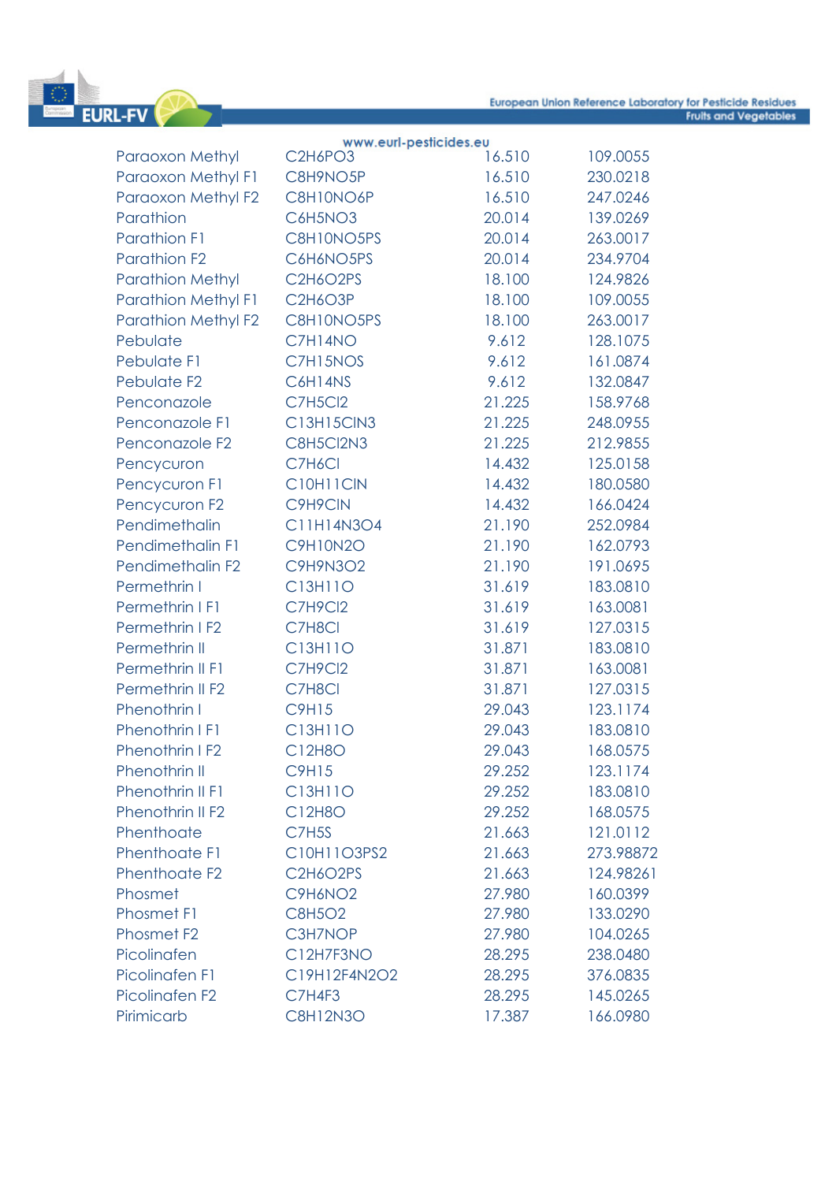| | | | |
|---|---|---|---|
| Paraoxon Methyl | $C_2H_6PO_3$ | 16.510 | 109.0055 |
| Paraoxon Methyl F1 | $C_8H_9NO_5P$ | 16.510 | 230.0218 |
| Paraoxon Methyl F2 | $C_8H_{10}NO_6P$ | 16.510 | 247.0246 |
| Parathion | $C_6H_5NO_3$ | 20.014 | 139.0269 |
| Parathion F1 | $C_8H_{10}NO_5PS$ | 20.014 | 263.0017 |
| Parathion F2 | $C_6H_6NO_5PS$ | 20.014 | 234.9704 |
| Parathion Methyl | $C_2H_6O_2PS$ | 18.100 | 124.9826 |
| Parathion Methyl F1 | $C_2H_6O_3P$ | 18.100 | 109.0055 |
| Parathion Methyl F2 | $C_8H_{10}NO_5PS$ | 18.100 | 263.0017 |
| Pebulate | $C_7H_{14}NO$ | 9.612 | 128.1075 |
| Pebulate F1 | $C_7H_{15}NOS$ | 9.612 | 161.0874 |
| Pebulate F2 | $C_6H_{14}NS$ | 9.612 | 132.0847 |
| Penconazole | $C_7H_5Cl_2$ | 21.225 | 158.9768 |
| Penconazole F1 | $C_{13}H_{15}ClN_3$ | 21.225 | 248.0955 |
| Penconazole F2 | $C_8H_5Cl_2N_3$ | 21.225 | 212.9855 |
| Pencycuron | $C_7H_6Cl$ | 14.432 | 125.0158 |
| Pencycuron F1 | $C_{10}H_{11}ClN$ | 14.432 | 180.0580 |
| Pencycuron F2 | $C_9H_9ClN$ | 14.432 | 166.0424 |
| Pendimethalin | $C_{11}H_{14}N_3O_4$ | 21.190 | 252.0984 |
| Pendimethalin F1 | $C_9H_{10}N_2O$ | 21.190 | 162.0793 |
| Pendimethalin F2 | $C_9H_9N_3O_2$ | 21.190 | 191.0695 |
| Permethrin I | $C_{13}H_{11}O$ | 31.619 | 183.0810 |
| Permethrin I F1 | $C_7H_9Cl_2$ | 31.619 | 163.0081 |
| Permethrin I F2 | $C_7H_8Cl$ | 31.619 | 127.0315 |
| Permethrin II | $C_{13}H_{11}O$ | 31.871 | 183.0810 |
| Permethrin II F1 | $C_7H_9Cl_2$ | 31.871 | 163.0081 |
| Permethrin II F2 | $C_7H_8Cl$ | 31.871 | 127.0315 |
| Phenothrin I | $C_9H_{15}$ | 29.043 | 123.1174 |
| Phenothrin I F1 | $C_{13}H_{11}O$ | 29.043 | 183.0810 |
| Phenothrin I F2 | $C_{12}H_8O$ | 29.043 | 168.0575 |
| Phenothrin II | $C_9H_{15}$ | 29.252 | 123.1174 |
| Phenothrin II F1 | $C_{13}H_{11}O$ | 29.252 | 183.0810 |
| Phenothrin II F2 | $C_{12}H_8O$ | 29.252 | 168.0575 |
| Phenthoate | $C_7H_5S$ | 21.663 | 121.0112 |
| Phenthoate F1 | $C_{10}H_{11}O_3PS_2$ | 21.663 | 273.98872 |
| Phenthoate F2 | $C_2H_6O_2PS$ | 21.663 | 124.98261 |
| Phosmet | $C_9H_6NO_2$ | 27.980 | 160.0399 |
| Phosmet F1 | $C_8H_5O_2$ | 27.980 | 133.0290 |
| Phosmet F2 | $C_3H_7NOP$ | 27.980 | 104.0265 |
| Picolinafen | $C_{12}H_7F_3NO$ | 28.295 | 238.0480 |
| Picolinafen F1 | $C_{19}H_{12}F_4N_2O_2$ | 28.295 | 376.0835 |
| Picolinafen F2 | $C_7H_4F_3$ | 28.295 | 145.0265 |
| Pirimicarb | $C_8H_{12}N_3O$ | 17.387 | 166.0980 |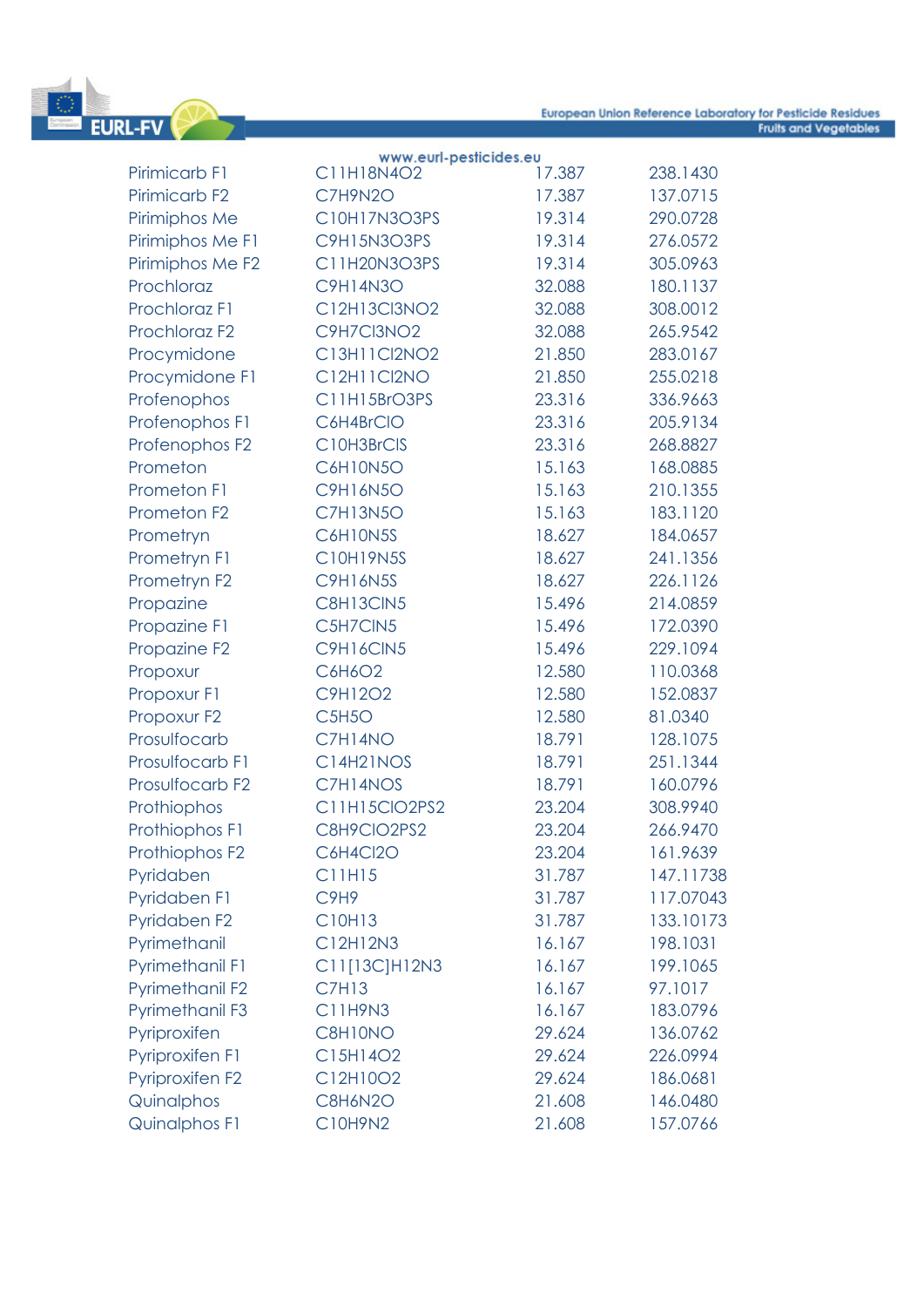| | | | |
|---|---|---|---|
| Pirimicarb F1 | $C_{11}H_{18}N_4O_2$ | 17.387 | 238.1430 |
| Pirimicarb F2 | $C_7H_9N_2O$ | 17.387 | 137.0715 |
| Pirimiphos Me | $C_{10}H_{17}N_3O_3PS$ | 19.314 | 290.0728 |
| Pirimiphos Me F1 | $C_9H_{15}N_3O_3PS$ | 19.314 | 276.0572 |
| Pirimiphos Me F2 | $C_{11}H_{20}N_3O_3PS$ | 19.314 | 305.0963 |
| Prochloraz | $C_9H_{14}N_3O$ | 32.088 | 180.1137 |
| Prochloraz F1 | $C_{12}H_{13}Cl_3NO_2$ | 32.088 | 308.0012 |
| Prochloraz F2 | $C_9H_7Cl_3NO_2$ | 32.088 | 265.9542 |
| Procymidone | $C_{13}H_{11}Cl_2NO_2$ | 21.850 | 283.0167 |
| Procymidone F1 | $C_{12}H_{11}Cl_2NO$ | 21.850 | 255.0218 |
| Profenophos | $C_{11}H_{15}BrO_3PS$ | 23.316 | 336.9663 |
| Profenophos F1 | $C_6H_4BrClO$ | 23.316 | 205.9134 |
| Profenophos F2 | $C_{10}H_3BrClS$ | 23.316 | 268.8827 |
| Prometon | $C_6H_{10}N_5O$ | 15.163 | 168.0885 |
| Prometon F1 | $C_9H_{16}N_5O$ | 15.163 | 210.1355 |
| Prometon F2 | $C_7H_{13}N_5O$ | 15.163 | 183.1120 |
| Prometryn | $C_6H_{10}N_5S$ | 18.627 | 184.0657 |
| Prometryn F1 | $C_{10}H_{19}N_5S$ | 18.627 | 241.1356 |
| Prometryn F2 | $C_9H_{16}N_5S$ | 18.627 | 226.1126 |
| Propazine | $C_8H_{13}ClN_5$ | 15.496 | 214.0859 |
| Propazine F1 | $C_5H_7ClN_5$ | 15.496 | 172.0390 |
| Propazine F2 | $C_9H_{16}ClN_5$ | 15.496 | 229.1094 |
| Propoxur | $C_6H_6O_2$ | 12.580 | 110.0368 |
| Propoxur F1 | $C_9H_{12}O_2$ | 12.580 | 152.0837 |
| Propoxur F2 | $C_5H_5O$ | 12.580 | 81.0340 |
| Prosulfocarb | $C_7H_{14}NO$ | 18.791 | 128.1075 |
| Prosulfocarb F1 | $C_{14}H_{21}NOS$ | 18.791 | 251.1344 |
| Prosulfocarb F2 | $C_7H_{14}NOS$ | 18.791 | 160.0796 |
| Prothiophos | $C_{11}H_{15}ClO_2PS_2$ | 23.204 | 308.9940 |
| Prothiophos F1 | $C_8H_9ClO_2PS_2$ | 23.204 | 266.9470 |
| Prothiophos F2 | $C_6H_4Cl_2O$ | 23.204 | 161.9639 |
| Pyridaben | $C_{11}H_{15}$ | 31.787 | 147.11738 |
| Pyridaben F1 | $C_9H_9$ | 31.787 | 117.07043 |
| Pyridaben F2 | $C_{10}H_{13}$ | 31.787 | 133.10173 |
| Pyrimethanil | $C_{12}H_{12}N_3$ | 16.167 | 198.1031 |
| Pyrimethanil F1 | $C_{11}[^{13}C]H_{12}N_3$ | 16.167 | 199.1065 |
| Pyrimethanil F2 | $C_7H_{13}$ | 16.167 | 97.1017 |
| Pyrimethanil F3 | $C_{11}H_9N_3$ | 16.167 | 183.0796 |
| Pyriproxifen | $C_8H_{10}NO$ | 29.624 | 136.0762 |
| Pyriproxifen F1 | $C_{15}H_{14}O_2$ | 29.624 | 226.0994 |
| Pyriproxifen F2 | $C_{12}H_{10}O_2$ | 29.624 | 186.0681 |
| Quinalphos | $C_8H_6N_2O$ | 21.608 | 146.0480 |
| Quinalphos F1 | $C_{10}H_9N_2$ | 21.608 | 157.0766 |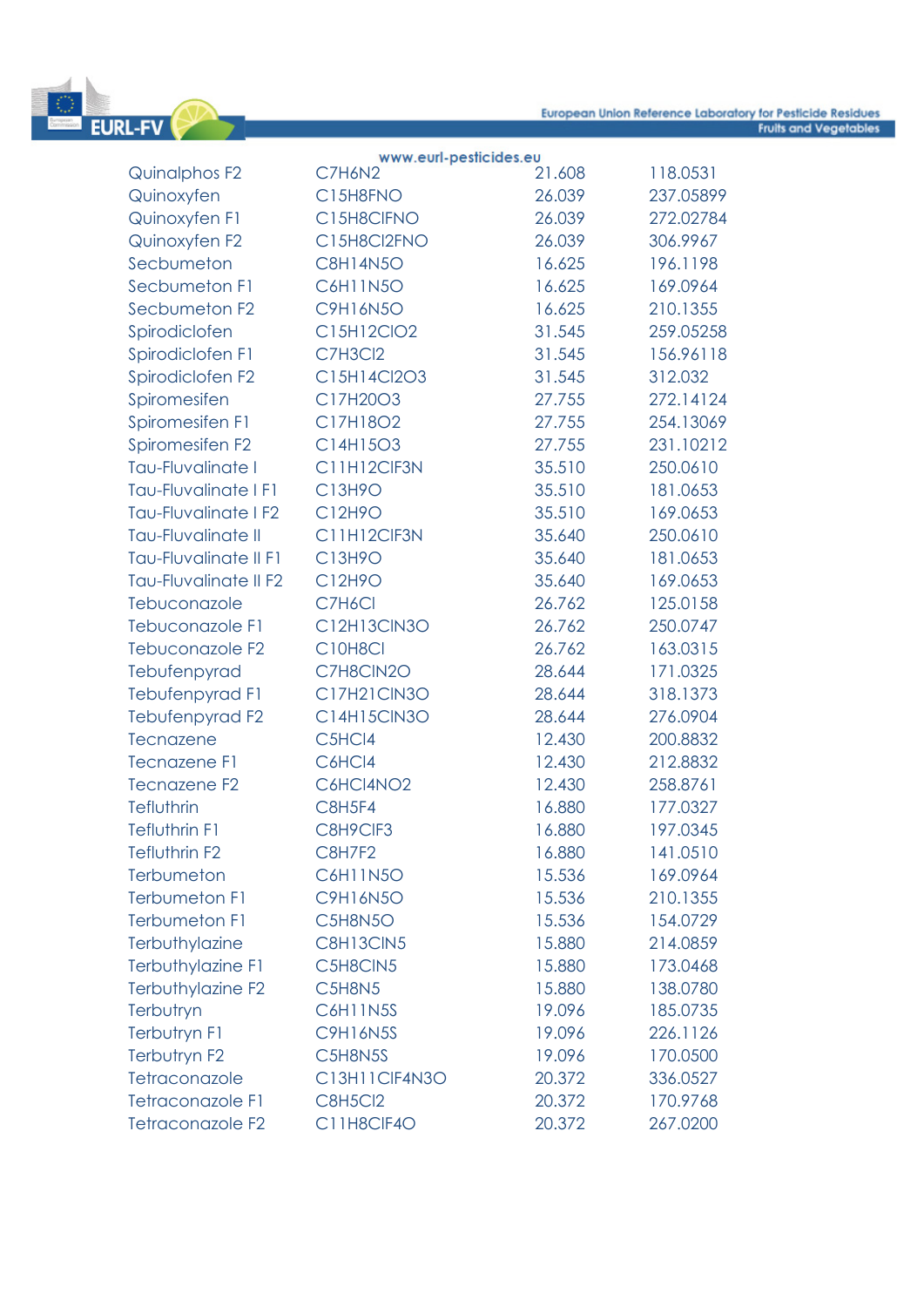| | | | |
|---|---|---|---|
| Quinalphos F2 | C7H6N2 | 21.608 | 118.0531 |
| Quinoxyfen | C15H8FNO | 26.039 | 237.05899 |
| Quinoxyfen F1 | C15H8ClFNO | 26.039 | 272.02784 |
| Quinoxyfen F2 | C15H8Cl2FNO | 26.039 | 306.9967 |
| Secbumeton | C8H14N5O | 16.625 | 196.1198 |
| Secbumeton F1 | C6H11N5O | 16.625 | 169.0964 |
| Secbumeton F2 | C9H16N5O | 16.625 | 210.1355 |
| Spirodiclofen | C15H12ClO2 | 31.545 | 259.05258 |
| Spirodiclofen F1 | C7H3Cl2 | 31.545 | 156.96118 |
| Spirodiclofen F2 | C15H14Cl2O3 | 31.545 | 312.032 |
| Spiromesifen | C17H20O3 | 27.755 | 272.14124 |
| Spiromesifen F1 | C17H18O2 | 27.755 | 254.13069 |
| Spiromesifen F2 | C14H15O3 | 27.755 | 231.10212 |
| Tau-Fluvalinate I | C11H12ClF3N | 35.510 | 250.0610 |
| Tau-Fluvalinate I F1 | C13H9O | 35.510 | 181.0653 |
| Tau-Fluvalinate I F2 | C12H9O | 35.510 | 169.0653 |
| Tau-Fluvalinate II | C11H12ClF3N | 35.640 | 250.0610 |
| Tau-Fluvalinate II F1 | C13H9O | 35.640 | 181.0653 |
| Tau-Fluvalinate II F2 | C12H9O | 35.640 | 169.0653 |
| Tebuconazole | C7H6Cl | 26.762 | 125.0158 |
| Tebuconazole F1 | C12H13ClN3O | 26.762 | 250.0747 |
| Tebuconazole F2 | C10H8Cl | 26.762 | 163.0315 |
| Tebufenpyrad | C7H8ClN2O | 28.644 | 171.0325 |
| Tebufenpyrad F1 | C17H21ClN3O | 28.644 | 318.1373 |
| Tebufenpyrad F2 | C14H15ClN3O | 28.644 | 276.0904 |
| Tecnazene | C5HCl4 | 12.430 | 200.8832 |
| Tecnazene F1 | C6HCl4 | 12.430 | 212.8832 |
| Tecnazene F2 | C6HCl4NO2 | 12.430 | 258.8761 |
| Tefluthrin | C8H5F4 | 16.880 | 177.0327 |
| Tefluthrin F1 | C8H9ClF3 | 16.880 | 197.0345 |
| Tefluthrin F2 | C8H7F2 | 16.880 | 141.0510 |
| Terbumeton | C6H11N5O | 15.536 | 169.0964 |
| Terbumeton F1 | C9H16N5O | 15.536 | 210.1355 |
| Terbumeton F1 | C5H8N5O | 15.536 | 154.0729 |
| Terbuthylazine | C8H13ClN5 | 15.880 | 214.0859 |
| Terbuthylazine F1 | C5H8ClN5 | 15.880 | 173.0468 |
| Terbuthylazine F2 | C5H8N5 | 15.880 | 138.0780 |
| Terbutryn | C6H11N5S | 19.096 | 185.0735 |
| Terbutryn F1 | C9H16N5S | 19.096 | 226.1126 |
| Terbutryn F2 | C5H8N5S | 19.096 | 170.0500 |
| Tetraconazole | C13H11ClF4N3O | 20.372 | 336.0527 |
| Tetraconazole F1 | C8H5Cl2 | 20.372 | 170.9768 |
| Tetraconazole F2 | C11H8ClF4O | 20.372 | 267.0200 |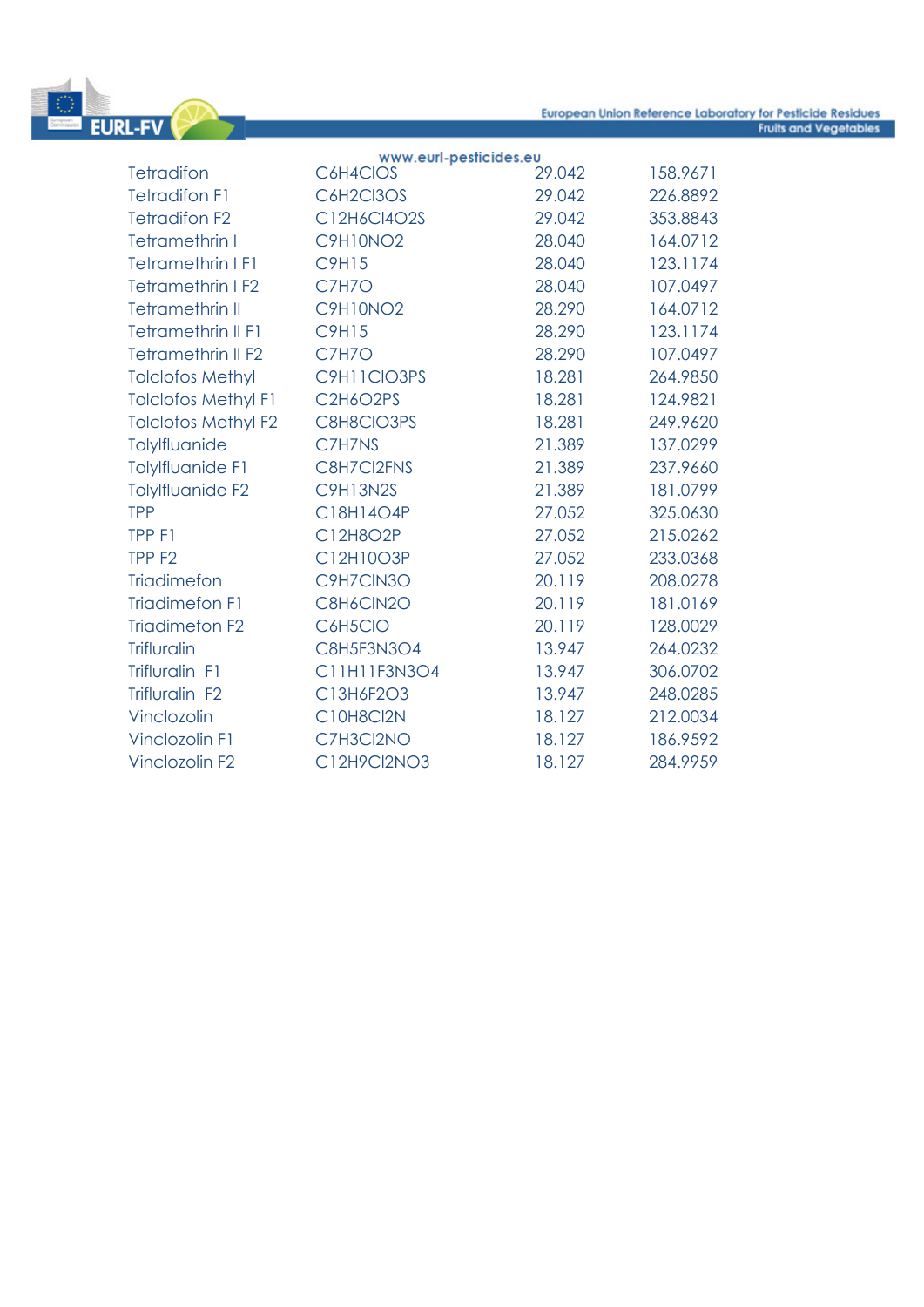| | | | |
|---|---|---|---|
| Tetradifon | $C_6H_4ClOS$ | 29.042 | 158.9671 |
| Tetradifon F1 | $C_6H_2Cl_3OS$ | 29.042 | 226.8892 |
| Tetradifon F2 | $C_{12}H_6Cl_4O_2S$ | 29.042 | 353.8843 |
| Tetramethrin I | $C_9H_{10}NO_2$ | 28.040 | 164.0712 |
| Tetramethrin I F1 | $C_9H_{15}$ | 28.040 | 123.1174 |
| Tetramethrin I F2 | $C_7H_7O$ | 28.040 | 107.0497 |
| Tetramethrin II | $C_9H_{10}NO_2$ | 28.290 | 164.0712 |
| Tetramethrin II F1 | $C_9H_{15}$ | 28.290 | 123.1174 |
| Tetramethrin II F2 | $C_7H_7O$ | 28.290 | 107.0497 |
| Tolclofos Methyl | $C_9H_{11}ClO_3PS$ | 18.281 | 264.9850 |
| Tolclofos Methyl F1 | $C_2H_6O_2PS$ | 18.281 | 124.9821 |
| Tolclofos Methyl F2 | $C_8H_8ClO_3PS$ | 18.281 | 249.9620 |
| Tolylfluanide | $C_7H_7NS$ | 21.389 | 137.0299 |
| Tolylfluanide F1 | $C_8H_7Cl_2FNS$ | 21.389 | 237.9660 |
| Tolylfluanide F2 | $C_9H_{13}N_2S$ | 21.389 | 181.0799 |
| TPP | $C_{18}H_{14}O_4P$ | 27.052 | 325.0630 |
| TPP F1 | $C_{12}H_8O_2P$ | 27.052 | 215.0262 |
| TPP F2 | $C_{12}H_{10}O_3P$ | 27.052 | 233.0368 |
| Triadimefon | $C_9H_7ClN_3O$ | 20.119 | 208.0278 |
| Triadimefon F1 | $C_8H_6ClN_2O$ | 20.119 | 181.0169 |
| Triadimefon F2 | $C_6H_5ClO$ | 20.119 | 128.0029 |
| Trifluralin | $C_8H_5F_3N_3O_4$ | 13.947 | 264.0232 |
| Trifluralin F1 | $C_{11}H_{11}F_3N_3O_4$ | 13.947 | 306.0702 |
| Trifluralin F2 | $C_{13}H_6F_2O_3$ | 13.947 | 248.0285 |
| Vinclozolin | $C_{10}H_8Cl_2N$ | 18.127 | 212.0034 |
| Vinclozolin F1 | $C_7H_3Cl_2NO$ | 18.127 | 186.9592 |
| Vinclozolin F2 | $C_{12}H_9Cl_2NO_3$ | 18.127 | 284.9959 |